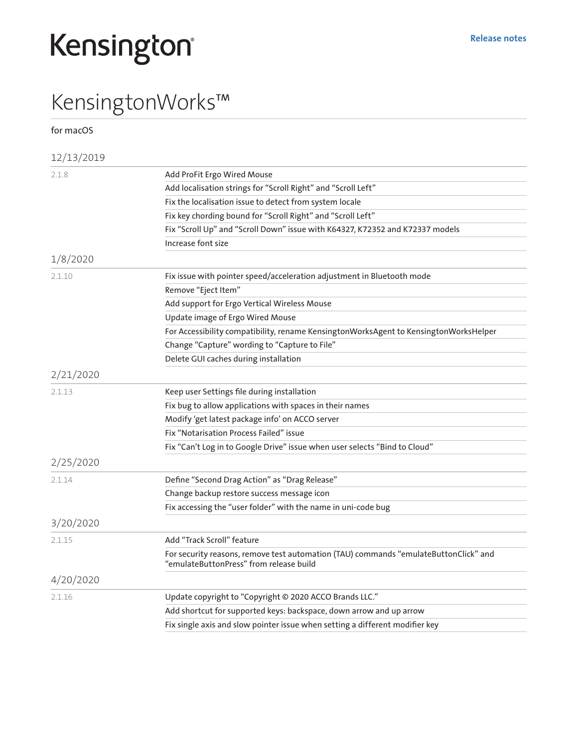Kensington

Release notes

# KensingtonWorks™

for macOS

## 12/13/2019

| | |
|---|---|
| 2.1.8 | Add ProFit Ergo Wired Mouse |
| | Add localisation strings for “Scroll Right” and “Scroll Left” |
| | Fix the localisation issue to detect from system locale |
| | Fix key chording bound for “Scroll Right” and “Scroll Left” |
| | Fix “Scroll Up” and “Scroll Down” issue with K64327, K72352 and K72337 models |
| | Increase font size |

## 1/8/2020

| | |
|---|---|
| 2.1.10 | Fix issue with pointer speed/acceleration adjustment in Bluetooth mode |
| | Remove “Eject Item” |
| | Add support for Ergo Vertical Wireless Mouse |
| | Update image of Ergo Wired Mouse |
| | For Accessibility compatibility, rename KensingtonWorksAgent to KensingtonWorksHelper |
| | Change “Capture” wording to “Capture to File” |
| | Delete GUI caches during installation |

## 2/21/2020

| | |
|---|---|
| 2.1.13 | Keep user Settings file during installation |
| | Fix bug to allow applications with spaces in their names |
| | Modify ‘get latest package info’ on ACCO server |
| | Fix “Notarisation Process Failed” issue |
| | Fix “Can’t Log in to Google Drive” issue when user selects “Bind to Cloud” |

## 2/25/2020

| | |
|---|---|
| 2.1.14 | Define “Second Drag Action” as “Drag Release” |
| | Change backup restore success message icon |
| | Fix accessing the “user folder” with the name in uni-code bug |

## 3/20/2020

| | |
|---|---|
| 2.1.15 | Add “Track Scroll” feature |
| | For security reasons, remove test automation (TAU) commands “emulateButtonClick” and “emulateButtonPress” from release build |

## 4/20/2020

| | |
|---|---|
| 2.1.16 | Update copyright to “Copyright © 2020 ACCO Brands LLC.” |
| | Add shortcut for supported keys: backspace, down arrow and up arrow |
| | Fix single axis and slow pointer issue when setting a different modifier key |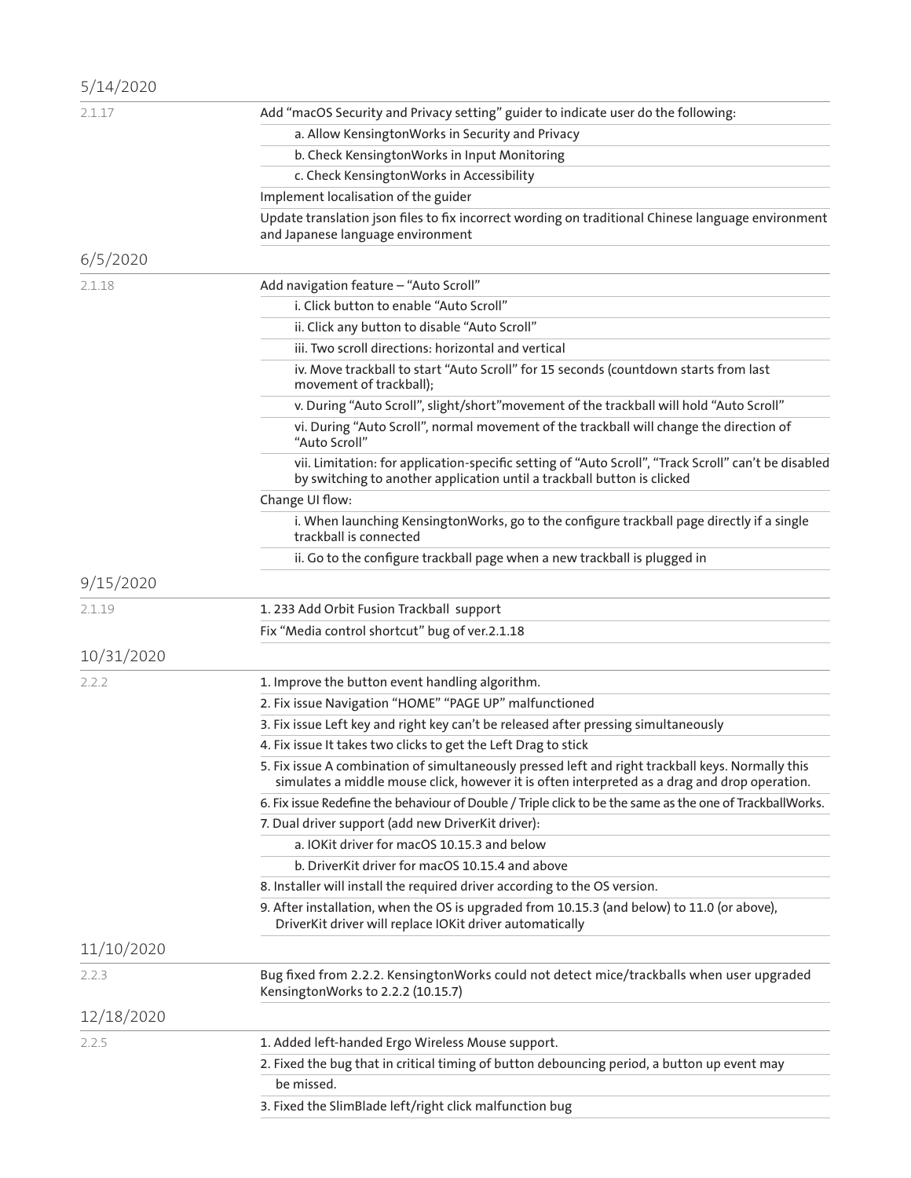## 5/14/2020

| | |
|---|---|
| 2.1.17 | Add “macOS Security and Privacy setting” guider to indicate user do the following: |
| | a. Allow KensingtonWorks in Security and Privacy |
| | b. Check KensingtonWorks in Input Monitoring |
| | c. Check KensingtonWorks in Accessibility |
| | Implement localisation of the guider |
| | Update translation json files to fix incorrect wording on traditional Chinese language environment and Japanese language environment |

## 6/5/2020

| | |
|---|---|
| 2.1.18 | Add navigation feature – “Auto Scroll” |
| | i. Click button to enable “Auto Scroll” |
| | ii. Click any button to disable “Auto Scroll” |
| | iii. Two scroll directions: horizontal and vertical |
| | iv. Move trackball to start “Auto Scroll” for 15 seconds (countdown starts from last movement of trackball); |
| | v. During “Auto Scroll”, slight/short”movement of the trackball will hold “Auto Scroll” |
| | vi. During “Auto Scroll”, normal movement of the trackball will change the direction of “Auto Scroll” |
| | vii. Limitation: for application-specific setting of “Auto Scroll”, “Track Scroll” can’t be disabled by switching to another application until a trackball button is clicked |
| | Change UI flow: |
| | i. When launching KensingtonWorks, go to the configure trackball page directly if a single trackball is connected |
| | ii. Go to the configure trackball page when a new trackball is plugged in |

## 9/15/2020

| | |
|---|---|
| 2.1.19 | 1. 233 Add Orbit Fusion Trackball support |
| | Fix “Media control shortcut” bug of ver.2.1.18 |

## 10/31/2020

| | |
|---|---|
| 2.2.2 | 1. Improve the button event handling algorithm. |
| | 2. Fix issue Navigation “HOME” “PAGE UP” malfunctioned |
| | 3. Fix issue Left key and right key can’t be released after pressing simultaneously |
| | 4. Fix issue It takes two clicks to get the Left Drag to stick |
| | 5. Fix issue A combination of simultaneously pressed left and right trackball keys. Normally this simulates a middle mouse click, however it is often interpreted as a drag and drop operation. |
| | 6. Fix issue Redefine the behaviour of Double / Triple click to be the same as the one of TrackballWorks. |
| | 7. Dual driver support (add new DriverKit driver): |
| | a. IOKit driver for macOS 10.15.3 and below |
| | b. DriverKit driver for macOS 10.15.4 and above |
| | 8. Installer will install the required driver according to the OS version. |
| | 9. After installation, when the OS is upgraded from 10.15.3 (and below) to 11.0 (or above), DriverKit driver will replace IOKit driver automatically |

## 11/10/2020

| | |
|---|---|
| 2.2.3 | Bug fixed from 2.2.2. KensingtonWorks could not detect mice/trackballs when user upgraded KensingtonWorks to 2.2.2 (10.15.7) |

## 12/18/2020

| | |
|---|---|
| 2.2.5 | 1. Added left-handed Ergo Wireless Mouse support. |
| | 2. Fixed the bug that in critical timing of button debouncing period, a button up event may be missed. |
| | 3. Fixed the SlimBlade left/right click malfunction bug |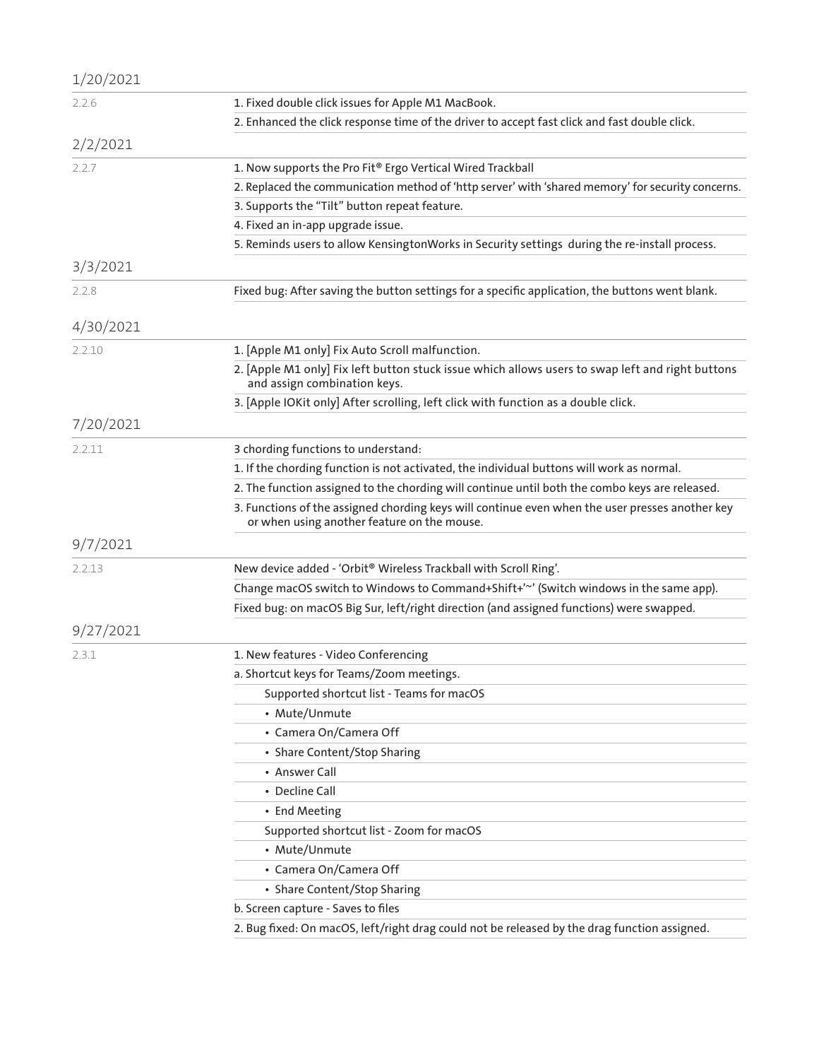## 1/20/2021

| | |
|---|---|
| 2.2.6 | 1. Fixed double click issues for Apple M1 MacBook. |
| | 2. Enhanced the click response time of the driver to accept fast click and fast double click. |

## 2/2/2021

| | |
|---|---|
| 2.2.7 | 1. Now supports the Pro Fit® Ergo Vertical Wired Trackball |
| | 2. Replaced the communication method of 'http server' with 'shared memory' for security concerns. |
| | 3. Supports the "Tilt" button repeat feature. |
| | 4. Fixed an in-app upgrade issue. |
| | 5. Reminds users to allow KensingtonWorks in Security settings during the re-install process. |

## 3/3/2021

| | |
|---|---|
| 2.2.8 | Fixed bug: After saving the button settings for a specific application, the buttons went blank. |

## 4/30/2021

| | |
|---|---|
| 2.2.10 | 1. [Apple M1 only] Fix Auto Scroll malfunction. |
| | 2. [Apple M1 only] Fix left button stuck issue which allows users to swap left and right buttons and assign combination keys. |
| | 3. [Apple IOKit only] After scrolling, left click with function as a double click. |

## 7/20/2021

| | |
|---|---|
| 2.2.11 | 3 chording functions to understand: |
| | 1. If the chording function is not activated, the individual buttons will work as normal. |
| | 2. The function assigned to the chording will continue until both the combo keys are released. |
| | 3. Functions of the assigned chording keys will continue even when the user presses another key or when using another feature on the mouse. |

## 9/7/2021

| | |
|---|---|
| 2.2.13 | New device added - 'Orbit® Wireless Trackball with Scroll Ring'. |
| | Change macOS switch to Windows to Command+Shift+'~' (Switch windows in the same app). |
| | Fixed bug: on macOS Big Sur, left/right direction (and assigned functions) were swapped. |

## 9/27/2021

| | |
|---|---|
| 2.3.1 | 1. New features - Video Conferencing |
| | a. Shortcut keys for Teams/Zoom meetings. |
| | Supported shortcut list - Teams for macOS |
| | • Mute/Unmute |
| | • Camera On/Camera Off |
| | • Share Content/Stop Sharing |
| | • Answer Call |
| | • Decline Call |
| | • End Meeting |
| | Supported shortcut list - Zoom for macOS |
| | • Mute/Unmute |
| | • Camera On/Camera Off |
| | • Share Content/Stop Sharing |
| | b. Screen capture - Saves to files |
| | 2. Bug fixed: On macOS, left/right drag could not be released by the drag function assigned. |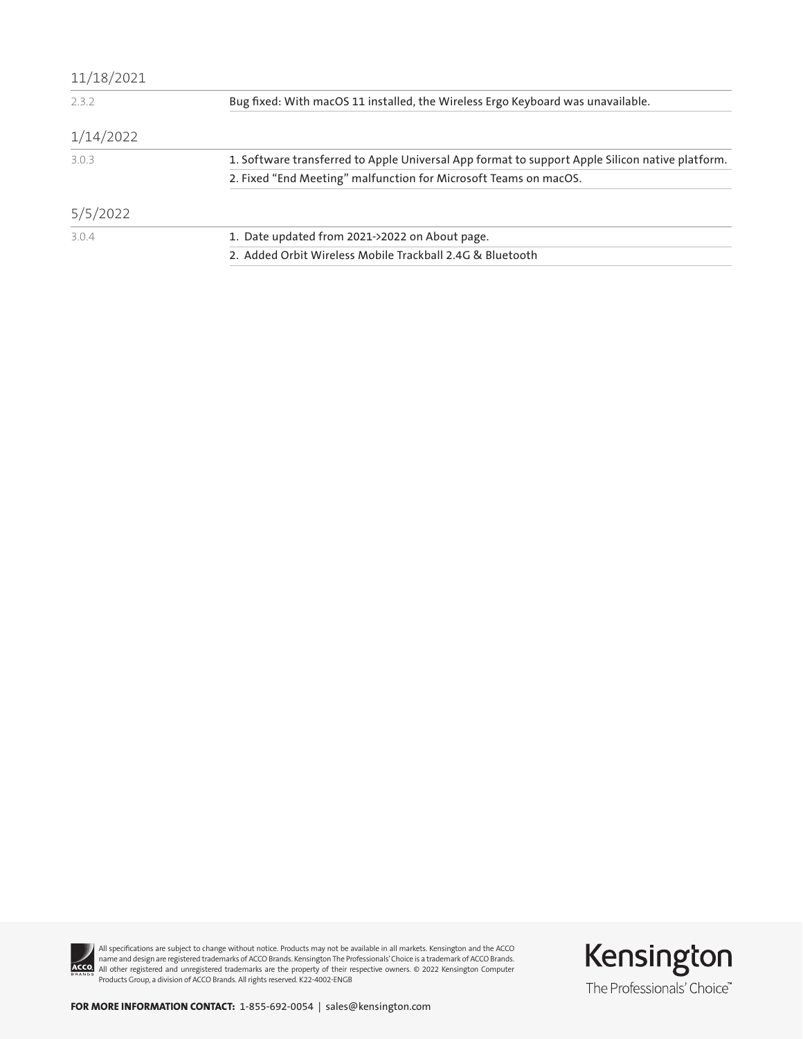## 11/18/2021

| | |
|---|---|
| 2.3.2 | Bug fixed: With macOS 11 installed, the Wireless Ergo Keyboard was unavailable. |

## 1/14/2022

| | |
|---|---|
| 3.0.3 | 1. Software transferred to Apple Universal App format to support Apple Silicon native platform. |
| | 2. Fixed "End Meeting" malfunction for Microsoft Teams on macOS. |

## 5/5/2022

| | |
|---|---|
| 3.0.4 | 1. Date updated from 2021->2022 on About page. |
| | 2. Added Orbit Wireless Mobile Trackball 2.4G & Bluetooth |

All specifications are subject to change without notice. Products may not be available in all markets. Kensington and the ACCO name and design are registered trademarks of ACCO Brands. Kensington The Professionals' Choice is a trademark of ACCO Brands. All other registered and unregistered trademarks are the property of their respective owners. © 2022 Kensington Computer Products Group, a division of ACCO Brands. All rights reserved. K22-4002-ENGB

Kensington

The Professionals' Choice™

**FOR MORE INFORMATION CONTACT:** 1-855-692-0054 | sales@kensington.com